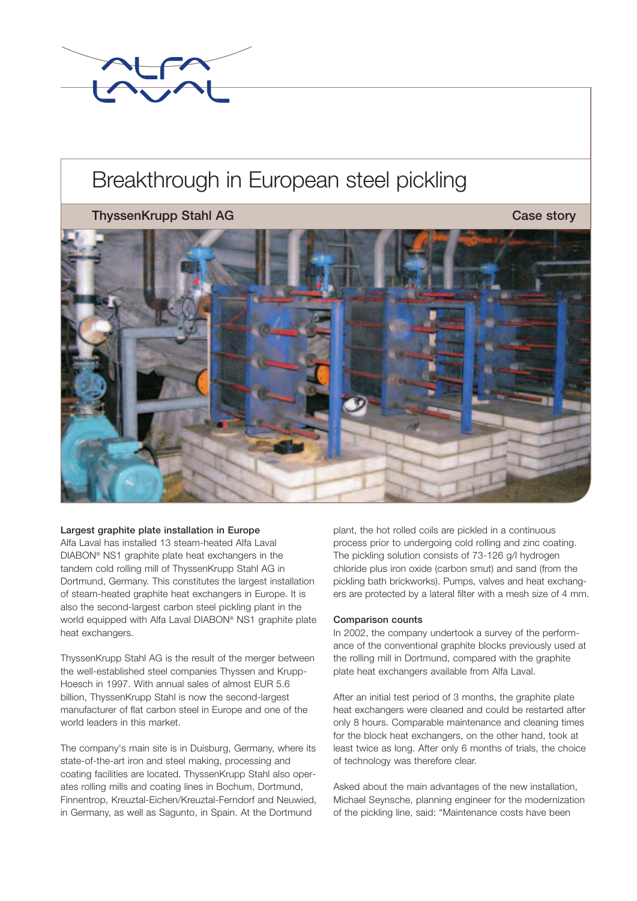# Breakthrough in European steel pickling

**ThyssenKrupp Stahl AG** **Case story**

### Largest graphite plate installation in Europe

Alfa Laval has installed 13 steam-heated Alfa Laval DIABON® NS1 graphite plate heat exchangers in the tandem cold rolling mill of ThyssenKrupp Stahl AG in Dortmund, Germany. This constitutes the largest installation of steam-heated graphite heat exchangers in Europe. It is also the second-largest carbon steel pickling plant in the world equipped with Alfa Laval DIABON® NS1 graphite plate heat exchangers.

ThyssenKrupp Stahl AG is the result of the merger between the well-established steel companies Thyssen and Krupp-Hoesch in 1997. With annual sales of almost EUR 5.6 billion, ThyssenKrupp Stahl is now the second-largest manufacturer of flat carbon steel in Europe and one of the world leaders in this market.

The company's main site is in Duisburg, Germany, where its state-of-the-art iron and steel making, processing and coating facilities are located. ThyssenKrupp Stahl also operates rolling mills and coating lines in Bochum, Dortmund, Finnentrop, Kreuztal-Eichen/Kreuztal-Ferndorf and Neuwied, in Germany, as well as Sagunto, in Spain. At the Dortmund plant, the hot rolled coils are pickled in a continuous process prior to undergoing cold rolling and zinc coating. The pickling solution consists of 73-126 g/l hydrogen chloride plus iron oxide (carbon smut) and sand (from the pickling bath brickworks). Pumps, valves and heat exchangers are protected by a lateral filter with a mesh size of 4 mm.

### Comparison counts

In 2002, the company undertook a survey of the performance of the conventional graphite blocks previously used at the rolling mill in Dortmund, compared with the graphite plate heat exchangers available from Alfa Laval.

After an initial test period of 3 months, the graphite plate heat exchangers were cleaned and could be restarted after only 8 hours. Comparable maintenance and cleaning times for the block heat exchangers, on the other hand, took at least twice as long. After only 6 months of trials, the choice of technology was therefore clear.

Asked about the main advantages of the new installation, Michael Seynsche, planning engineer for the modernization of the pickling line, said: "Maintenance costs have been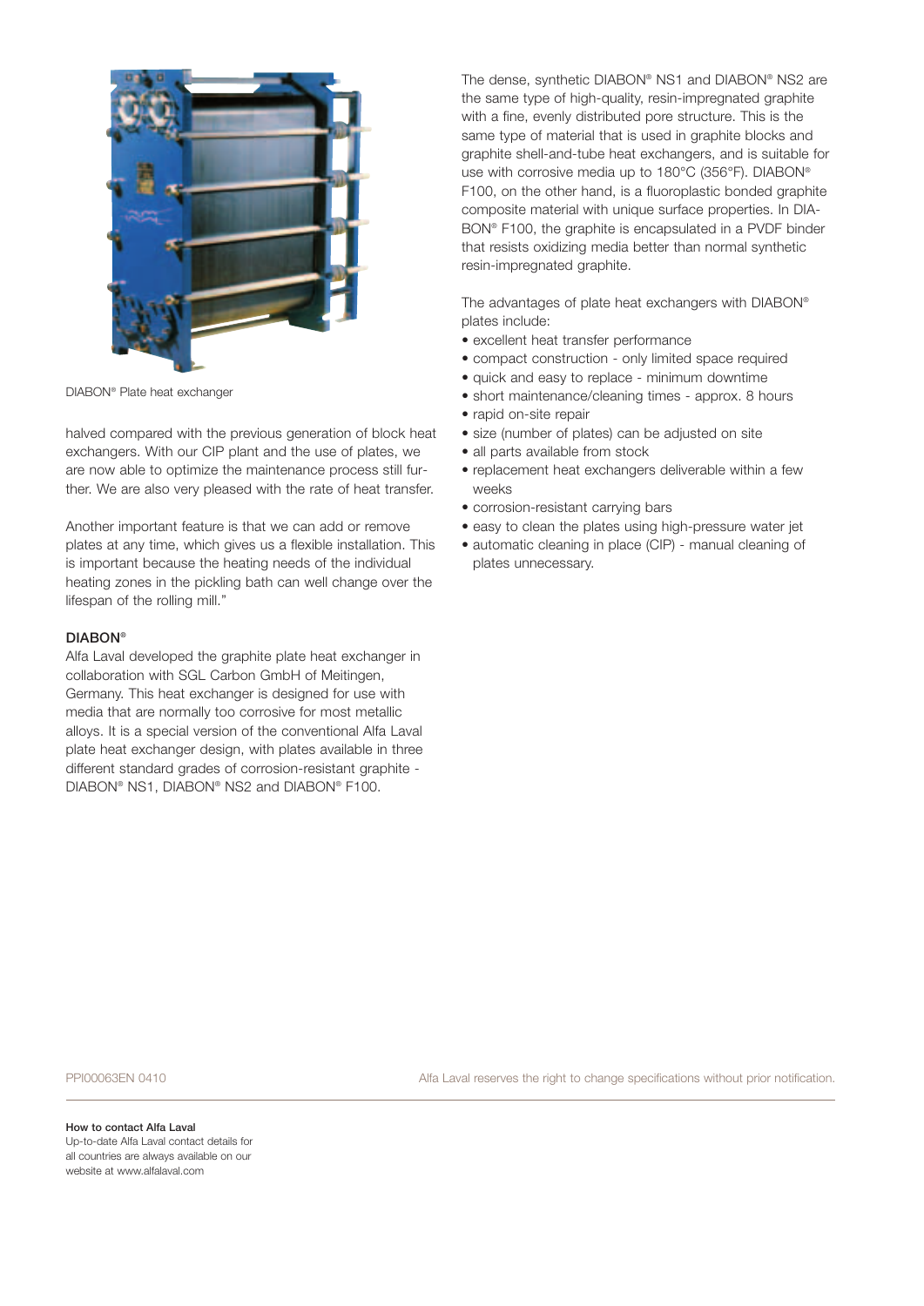DIABON® Plate heat exchanger

halved compared with the previous generation of block heat exchangers. With our CIP plant and the use of plates, we are now able to optimize the maintenance process still further. We are also very pleased with the rate of heat transfer.

Another important feature is that we can add or remove plates at any time, which gives us a flexible installation. This is important because the heating needs of the individual heating zones in the pickling bath can well change over the lifespan of the rolling mill."

**DIABON®**

Alfa Laval developed the graphite plate heat exchanger in collaboration with SGL Carbon GmbH of Meitingen, Germany. This heat exchanger is designed for use with media that are normally too corrosive for most metallic alloys. It is a special version of the conventional Alfa Laval plate heat exchanger design, with plates available in three different standard grades of corrosion-resistant graphite - DIABON® NS1, DIABON® NS2 and DIABON® F100.

The dense, synthetic DIABON® NS1 and DIABON® NS2 are the same type of high-quality, resin-impregnated graphite with a fine, evenly distributed pore structure. This is the same type of material that is used in graphite blocks and graphite shell-and-tube heat exchangers, and is suitable for use with corrosive media up to 180°C (356°F). DIABON® F100, on the other hand, is a fluoroplastic bonded graphite composite material with unique surface properties. In DIABON® F100, the graphite is encapsulated in a PVDF binder that resists oxidizing media better than normal synthetic resin-impregnated graphite.

The advantages of plate heat exchangers with DIABON® plates include:

- excellent heat transfer performance
- compact construction - only limited space required
- quick and easy to replace - minimum downtime
- short maintenance/cleaning times - approx. 8 hours
- rapid on-site repair
- size (number of plates) can be adjusted on site
- all parts available from stock
- replacement heat exchangers deliverable within a few weeks
- corrosion-resistant carrying bars
- easy to clean the plates using high-pressure water jet
- automatic cleaning in place (CIP) - manual cleaning of plates unnecessary.

PPI00063EN 0410

Alfa Laval reserves the right to change specifications without prior notification.

**How to contact Alfa Laval**
Up-to-date Alfa Laval contact details for all countries are always available on our website at www.alfalaval.com